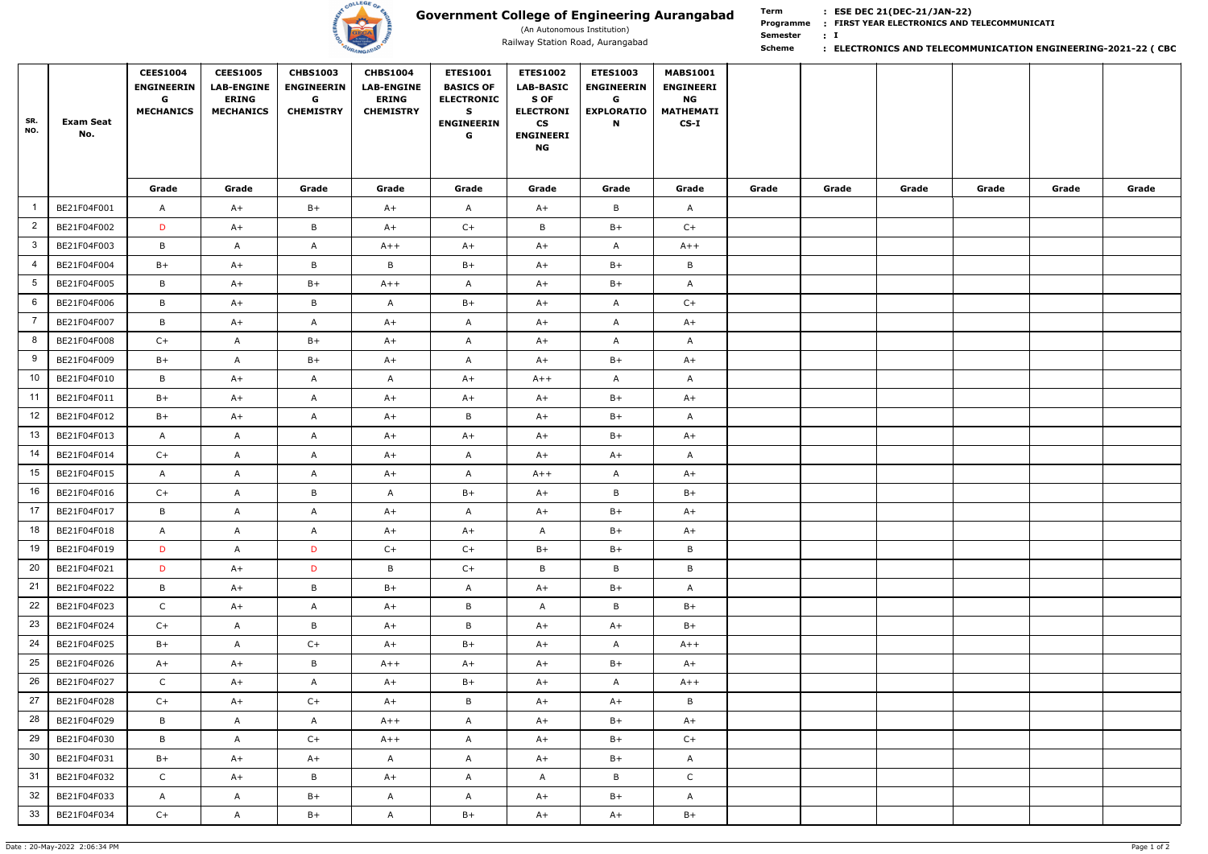# Government College of Engineering Aurangabad

(An Autonomous Institution)

Railway Station Road, Aurangabad

**Term** : **ESE DEC 21(DEC-21/JAN-22)**

**Programme** : **FIRST YEAR ELECTRONICS AND TELECOMMUNICATI**

**Semester** : **I**

**Scheme** : **ELECTRONICS AND TELECOMMUNICATION ENGINEERING-2021-22 ( CBC**

| SR. NO. | Exam Seat No. | CEES1004 ENGINEERING MECHANICS | CEES1005 LAB-ENGINEERING MECHANICS | CHBS1003 ENGINEERING CHEMISTRY | CHBS1004 LAB-ENGINEERING CHEMISTRY | ETES1001 BASICS OF ELECTRONICS ENGINEERING | ETES1002 LAB-BASICS OF ELECTRONICS ENGINEERING | ETES1003 ENGINEERING EXPLORATION | MABS1001 ENGINEERING MATHEMATICS-I | | | | | | |
|---|---|---|---|---|---|---|---|---|---|---|---|---|---|---|---|
| | | Grade | Grade | Grade | Grade | Grade | Grade | Grade | Grade | Grade | Grade | Grade | Grade | Grade | Grade |
| 1 | BE21F04F001 | A | A+ | B+ | A+ | A | A+ | B | A | | | | | | |
| 2 | BE21F04F002 | D | A+ | B | A+ | C+ | B | B+ | C+ | | | | | | |
| 3 | BE21F04F003 | B | A | A | A++ | A+ | A+ | A | A++ | | | | | | |
| 4 | BE21F04F004 | B+ | A+ | B | B | B+ | A+ | B+ | B | | | | | | |
| 5 | BE21F04F005 | B | A+ | B+ | A++ | A | A+ | B+ | A | | | | | | |
| 6 | BE21F04F006 | B | A+ | B | A | B+ | A+ | A | C+ | | | | | | |
| 7 | BE21F04F007 | B | A+ | A | A+ | A | A+ | A | A+ | | | | | | |
| 8 | BE21F04F008 | C+ | A | B+ | A+ | A | A+ | A | A | | | | | | |
| 9 | BE21F04F009 | B+ | A | B+ | A+ | A | A+ | B+ | A+ | | | | | | |
| 10 | BE21F04F010 | B | A+ | A | A | A+ | A++ | A | A | | | | | | |
| 11 | BE21F04F011 | B+ | A+ | A | A+ | A+ | A+ | B+ | A+ | | | | | | |
| 12 | BE21F04F012 | B+ | A+ | A | A+ | B | A+ | B+ | A | | | | | | |
| 13 | BE21F04F013 | A | A | A | A+ | A+ | A+ | B+ | A+ | | | | | | |
| 14 | BE21F04F014 | C+ | A | A | A+ | A | A+ | A+ | A | | | | | | |
| 15 | BE21F04F015 | A | A | A | A+ | A | A++ | A | A+ | | | | | | |
| 16 | BE21F04F016 | C+ | A | B | A | B+ | A+ | B | B+ | | | | | | |
| 17 | BE21F04F017 | B | A | A | A+ | A | A+ | B+ | A+ | | | | | | |
| 18 | BE21F04F018 | A | A | A | A+ | A+ | A | B+ | A+ | | | | | | |
| 19 | BE21F04F019 | D | A | D | C+ | C+ | B+ | B+ | B | | | | | | |
| 20 | BE21F04F021 | D | A+ | D | B | C+ | B | B | B | | | | | | |
| 21 | BE21F04F022 | B | A+ | B | B+ | A | A+ | B+ | A | | | | | | |
| 22 | BE21F04F023 | C | A+ | A | A+ | B | A | B | B+ | | | | | | |
| 23 | BE21F04F024 | C+ | A | B | A+ | B | A+ | A+ | B+ | | | | | | |
| 24 | BE21F04F025 | B+ | A | C+ | A+ | B+ | A+ | A | A++ | | | | | | |
| 25 | BE21F04F026 | A+ | A+ | B | A++ | A+ | A+ | B+ | A+ | | | | | | |
| 26 | BE21F04F027 | C | A+ | A | A+ | B+ | A+ | A | A++ | | | | | | |
| 27 | BE21F04F028 | C+ | A+ | C+ | A+ | B | A+ | A+ | B | | | | | | |
| 28 | BE21F04F029 | B | A | A | A++ | A | A+ | B+ | A+ | | | | | | |
| 29 | BE21F04F030 | B | A | C+ | A++ | A | A+ | B+ | C+ | | | | | | |
| 30 | BE21F04F031 | B+ | A+ | A+ | A | A | A+ | B+ | A | | | | | | |
| 31 | BE21F04F032 | C | A+ | B | A+ | A | A | B | C | | | | | | |
| 32 | BE21F04F033 | A | A | B+ | A | A | A+ | B+ | A | | | | | | |
| 33 | BE21F04F034 | C+ | A | B+ | A | B+ | A+ | A+ | B+ | | | | | | |

Date : 20-May-2022 2:06:34 PM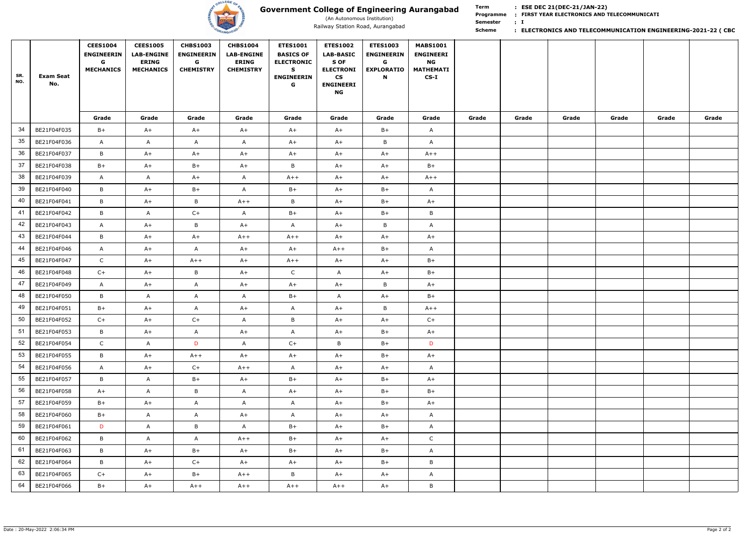# Government College of Engineering Aurangabad

(An Autonomous Institution)

Railway Station Road, Aurangabad

**Term** : **ESE DEC 21(DEC-21/JAN-22)**
**Programme** : **FIRST YEAR ELECTRONICS AND TELECOMMUNICATI**
**Semester** : **I**
**Scheme** : **ELECTRONICS AND TELECOMMUNICATION ENGINEERING-2021-22 ( CBC**

| SR. NO. | Exam Seat No. | CEES1004 ENGINEERING MECHANICS | CEES1005 LAB-ENGINEERING MECHANICS | CHBS1003 ENGINEERING CHEMISTRY | CHBS1004 LAB-ENGINEERING CHEMISTRY | ETES1001 BASICS OF ELECTRONICS ENGINEERING | ETES1002 LAB-BASICS OF ELECTRONICS ENGINEERING | ETES1003 ENGINEERING EXPLORATION | MABS1001 ENGINEERING MATHEMATICS-I | | | | | | |
|---|---|---|---|---|---|---|---|---|---|---|---|---|---|---|---|
| | | Grade | Grade | Grade | Grade | Grade | Grade | Grade | Grade | Grade | Grade | Grade | Grade | Grade | Grade |
| 34 | BE21F04F035 | B+ | A+ | A+ | A+ | A+ | A+ | B+ | A | | | | | | |
| 35 | BE21F04F036 | A | A | A | A | A+ | A+ | B | A | | | | | | |
| 36 | BE21F04F037 | B | A+ | A+ | A+ | A+ | A+ | A+ | A++ | | | | | | |
| 37 | BE21F04F038 | B+ | A+ | B+ | A+ | B | A+ | A+ | B+ | | | | | | |
| 38 | BE21F04F039 | A | A | A+ | A | A++ | A+ | A+ | A++ | | | | | | |
| 39 | BE21F04F040 | B | A+ | B+ | A | B+ | A+ | B+ | A | | | | | | |
| 40 | BE21F04F041 | B | A+ | B | A++ | B | A+ | B+ | A+ | | | | | | |
| 41 | BE21F04F042 | B | A | C+ | A | B+ | A+ | B+ | B | | | | | | |
| 42 | BE21F04F043 | A | A+ | B | A+ | A | A+ | B | A | | | | | | |
| 43 | BE21F04F044 | B | A+ | A+ | A++ | A++ | A+ | A+ | A+ | | | | | | |
| 44 | BE21F04F046 | A | A+ | A | A+ | A+ | A++ | B+ | A | | | | | | |
| 45 | BE21F04F047 | C | A+ | A++ | A+ | A++ | A+ | A+ | B+ | | | | | | |
| 46 | BE21F04F048 | C+ | A+ | B | A+ | C | A | A+ | B+ | | | | | | |
| 47 | BE21F04F049 | A | A+ | A | A+ | A+ | A+ | B | A+ | | | | | | |
| 48 | BE21F04F050 | B | A | A | A | B+ | A | A+ | B+ | | | | | | |
| 49 | BE21F04F051 | B+ | A+ | A | A+ | A | A+ | B | A++ | | | | | | |
| 50 | BE21F04F052 | C+ | A+ | C+ | A | B | A+ | A+ | C+ | | | | | | |
| 51 | BE21F04F053 | B | A+ | A | A+ | A | A+ | B+ | A+ | | | | | | |
| 52 | BE21F04F054 | C | A | D | A | C+ | B | B+ | D | | | | | | |
| 53 | BE21F04F055 | B | A+ | A++ | A+ | A+ | A+ | B+ | A+ | | | | | | |
| 54 | BE21F04F056 | A | A+ | C+ | A++ | A | A+ | A+ | A | | | | | | |
| 55 | BE21F04F057 | B | A | B+ | A+ | B+ | A+ | B+ | A+ | | | | | | |
| 56 | BE21F04F058 | A+ | A | B | A | A+ | A+ | B+ | B+ | | | | | | |
| 57 | BE21F04F059 | B+ | A+ | A | A | A | A+ | B+ | A+ | | | | | | |
| 58 | BE21F04F060 | B+ | A | A | A+ | A | A+ | A+ | A | | | | | | |
| 59 | BE21F04F061 | D | A | B | A | B+ | A+ | B+ | A | | | | | | |
| 60 | BE21F04F062 | B | A | A | A++ | B+ | A+ | A+ | C | | | | | | |
| 61 | BE21F04F063 | B | A+ | B+ | A+ | B+ | A+ | B+ | A | | | | | | |
| 62 | BE21F04F064 | B | A+ | C+ | A+ | A+ | A+ | B+ | B | | | | | | |
| 63 | BE21F04F065 | C+ | A+ | B+ | A++ | B | A+ | A+ | A | | | | | | |
| 64 | BE21F04F066 | B+ | A+ | A++ | A++ | A++ | A++ | A+ | B | | | | | | |

Date : 20-May-2022 2:06:34 PM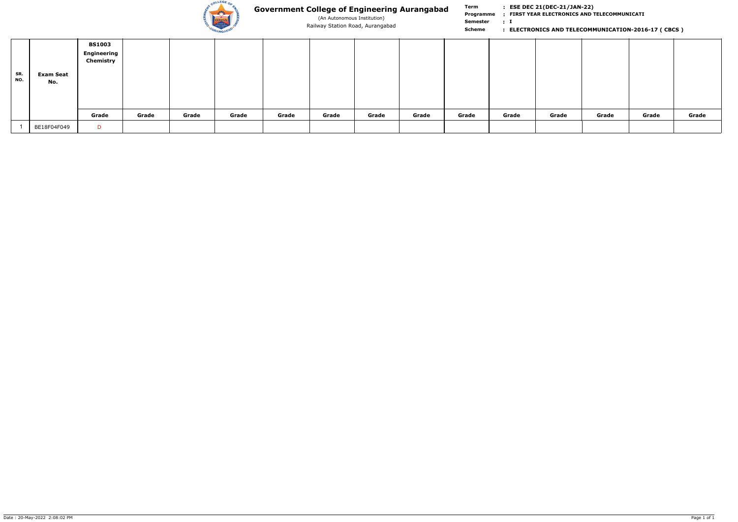# Government College of Engineering Aurangabad

(An Autonomous Institution)

Railway Station Road, Aurangabad

**Term** : **ESE DEC 21(DEC-21/JAN-22)**
**Programme** : **FIRST YEAR ELECTRONICS AND TELECOMMUNICATI**
**Semester** : **I**
**Scheme** : **ELECTRONICS AND TELECOMMUNICATION-2016-17 ( CBCS )**

| SR. NO. | Exam Seat No. | BS1003 Engineering Chemistry | | | | | | | | | | | | | |
|---|---|---|---|---|---|---|---|---|---|---|---|---|---|---|---|
| | | Grade | Grade | Grade | Grade | Grade | Grade | Grade | Grade | Grade | Grade | Grade | Grade | Grade | Grade |
| 1 | BE18F04F049 | D | | | | | | | | | | | | | |

Date : 20-May-2022 2:08:02 PM